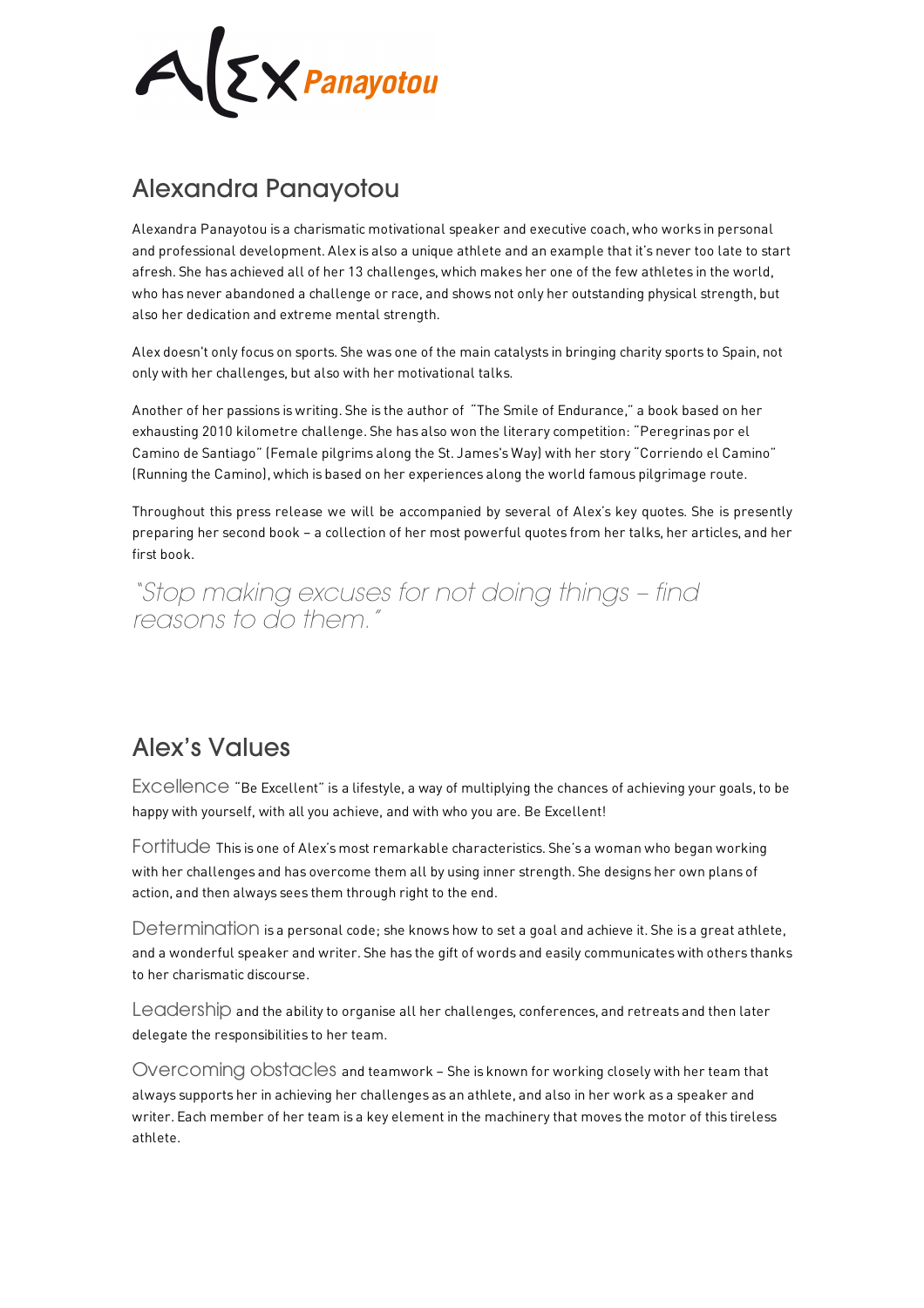Alex Panayotou

# Alexandra Panayotou

Alexandra Panayotou is a charismatic motivational speaker and executive coach, who works in personal and professional development. Alex is also a unique athlete and an example that it's never too late to start afresh. She has achieved all of her 13 challenges, which makes her one of the few athletes in the world, who has never abandoned a challenge or race, and shows not only her outstanding physical strength, but also her dedication and extreme mental strength.

Alex doesn't only focus on sports. She was one of the main catalysts in bringing charity sports to Spain, not only with her challenges, but also with her motivational talks.

Another of her passions is writing. She is the author of "The Smile of Endurance," a book based on her exhausting 2010 kilometre challenge. She has also won the literary competition: "Peregrinas por el Camino de Santiago" (Female pilgrims along the St. James's Way) with her story "Corriendo el Camino" (Running the Camino), which is based on her experiences along the world famous pilgrimage route.

Throughout this press release we will be accompanied by several of Alex's key quotes. She is presently preparing her second book – a collection of her most powerful quotes from her talks, her articles, and her first book.

*"Stop making excuses for not doing things – find reasons to do them."*

## Alex's Values

**Excellence** "Be Excellent" is a lifestyle, a way of multiplying the chances of achieving your goals, to be happy with yourself, with all you achieve, and with who you are. Be Excellent!

**Fortitude** This is one of Alex's most remarkable characteristics. She's a woman who began working with her challenges and has overcome them all by using inner strength. She designs her own plans of action, and then always sees them through right to the end.

**Determination** is a personal code; she knows how to set a goal and achieve it. She is a great athlete, and a wonderful speaker and writer. She has the gift of words and easily communicates with others thanks to her charismatic discourse.

**Leadership** and the ability to organise all her challenges, conferences, and retreats and then later delegate the responsibilities to her team.

**Overcoming obstacles** and teamwork – She is known for working closely with her team that always supports her in achieving her challenges as an athlete, and also in her work as a speaker and writer. Each member of her team is a key element in the machinery that moves the motor of this tireless athlete.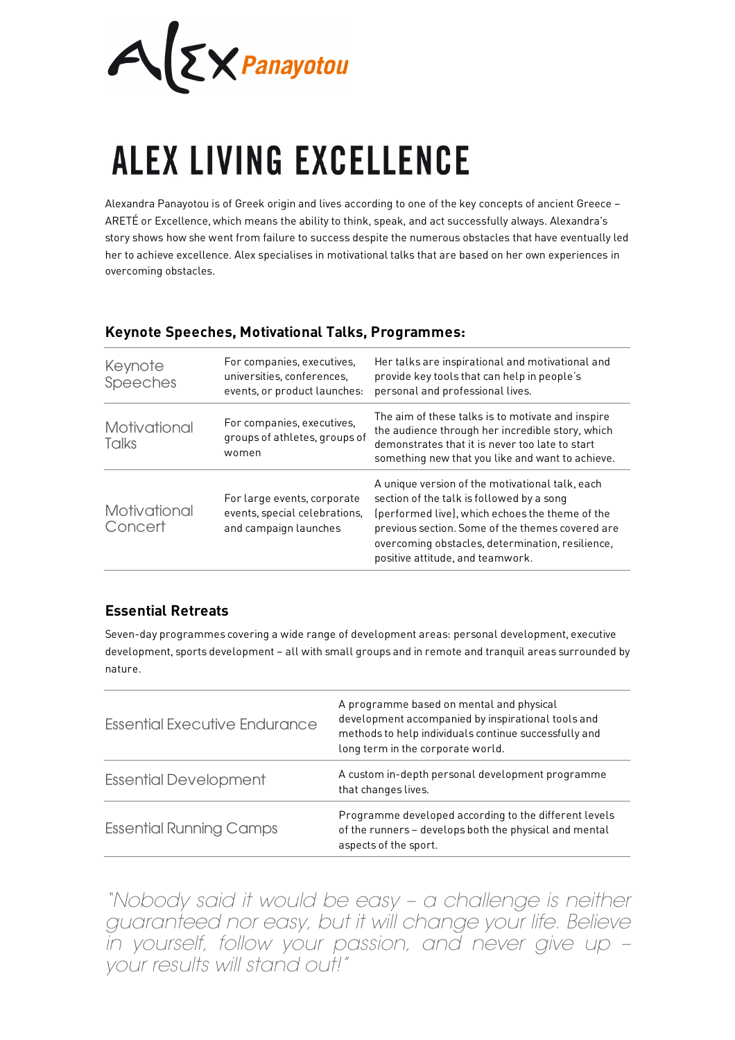Alex *Panayotou*

# ALEX LIVING EXCELLENCE

Alexandra Panayotou is of Greek origin and lives according to one of the key concepts of ancient Greece – ARETÉ or Excellence, which means the ability to think, speak, and act successfully always. Alexandra's story shows how she went from failure to success despite the numerous obstacles that have eventually led her to achieve excellence. Alex specialises in motivational talks that are based on her own experiences in overcoming obstacles.

### Keynote Speeches, Motivational Talks, Programmes:

| | | |
|---|---|---|
| Keynote Speeches | For companies, executives, universities, conferences, events, or product launches: | Her talks are inspirational and motivational and provide key tools that can help in people's personal and professional lives. |
| Motivational Talks | For companies, executives, groups of athletes, groups of women | The aim of these talks is to motivate and inspire the audience through her incredible story, which demonstrates that it is never too late to start something new that you like and want to achieve. |
| Motivational Concert | For large events, corporate events, special celebrations, and campaign launches | A unique version of the motivational talk, each section of the talk is followed by a song (performed live), which echoes the theme of the previous section. Some of the themes covered are overcoming obstacles, determination, resilience, positive attitude, and teamwork. |

### Essential Retreats

Seven-day programmes covering a wide range of development areas: personal development, executive development, sports development – all with small groups and in remote and tranquil areas surrounded by nature.

| | |
|---|---|
| Essential Executive Endurance | A programme based on mental and physical development accompanied by inspirational tools and methods to help individuals continue successfully and long term in the corporate world. |
| Essential Development | A custom in-depth personal development programme that changes lives. |
| Essential Running Camps | Programme developed according to the different levels of the runners – develops both the physical and mental aspects of the sport. |

*"Nobody said it would be easy – a challenge is neither guaranteed nor easy, but it will change your life. Believe in yourself, follow your passion, and never give up – your results will stand out!"*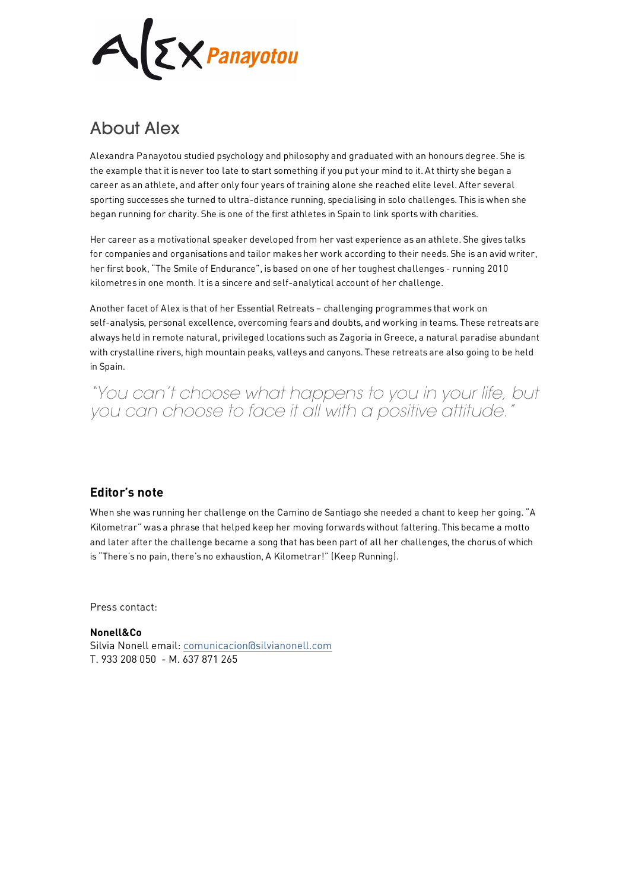Alex Panayotou

# About Alex

Alexandra Panayotou studied psychology and philosophy and graduated with an honours degree. She is the example that it is never too late to start something if you put your mind to it. At thirty she began a career as an athlete, and after only four years of training alone she reached elite level. After several sporting successes she turned to ultra-distance running, specialising in solo challenges. This is when she began running for charity. She is one of the first athletes in Spain to link sports with charities.

Her career as a motivational speaker developed from her vast experience as an athlete. She gives talks for companies and organisations and tailor makes her work according to their needs. She is an avid writer, her first book, "The Smile of Endurance", is based on one of her toughest challenges - running 2010 kilometres in one month. It is a sincere and self-analytical account of her challenge.

Another facet of Alex is that of her Essential Retreats – challenging programmes that work on self-analysis, personal excellence, overcoming fears and doubts, and working in teams. These retreats are always held in remote natural, privileged locations such as Zagoria in Greece, a natural paradise abundant with crystalline rivers, high mountain peaks, valleys and canyons. These retreats are also going to be held in Spain.

*"You can't choose what happens to you in your life, but you can choose to face it all with a positive attitude."*

### Editor's note

When she was running her challenge on the Camino de Santiago she needed a chant to keep her going. "A Kilometrar" was a phrase that helped keep her moving forwards without faltering. This became a motto and later after the challenge became a song that has been part of all her challenges, the chorus of which is "There's no pain, there's no exhaustion, A Kilometrar!" (Keep Running).

Press contact:

**Nonell&Co**
Silvia Nonell email: comunicacion@silvianonell.com
T. 933 208 050 - M. 637 871 265